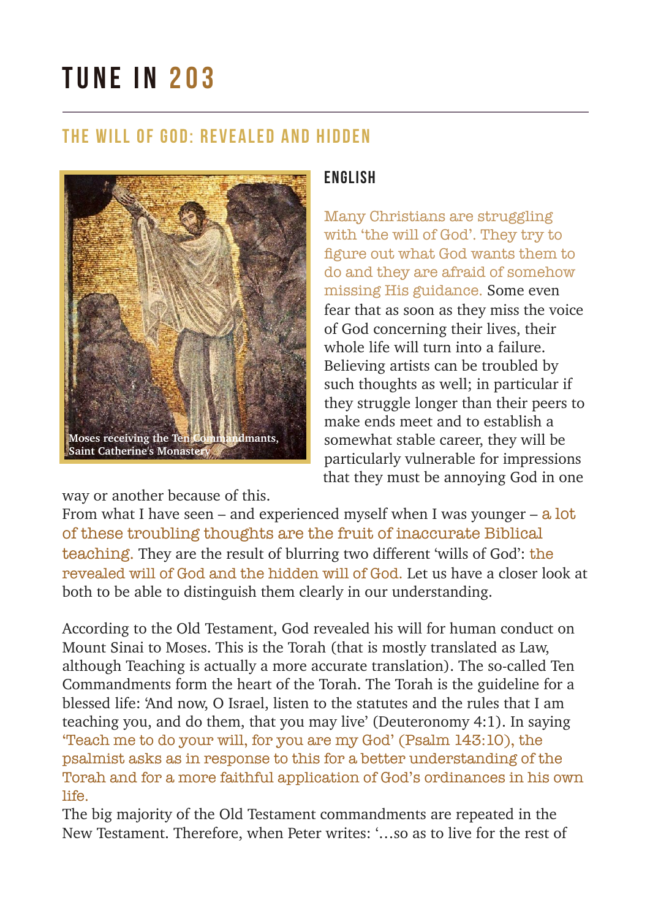# TUNE IN 203

## THE WILL OF GOD: REVEALED AND HIDDEN

Moses receiving the Ten Commandmants, Saint Catherine's Monastery

### ENGLISH

Many Christians are struggling with 'the will of God'. They try to figure out what God wants them to do and they are afraid of somehow missing His guidance. Some even fear that as soon as they miss the voice of God concerning their lives, their whole life will turn into a failure. Believing artists can be troubled by such thoughts as well; in particular if they struggle longer than their peers to make ends meet and to establish a somewhat stable career, they will be particularly vulnerable for impressions that they must be annoying God in one way or another because of this.

From what I have seen – and experienced myself when I was younger – a lot of these troubling thoughts are the fruit of inaccurate Biblical teaching. They are the result of blurring two different 'wills of God': the revealed will of God and the hidden will of God. Let us have a closer look at both to be able to distinguish them clearly in our understanding.

According to the Old Testament, God revealed his will for human conduct on Mount Sinai to Moses. This is the Torah (that is mostly translated as Law, although Teaching is actually a more accurate translation). The so-called Ten Commandments form the heart of the Torah. The Torah is the guideline for a blessed life: 'And now, O Israel, listen to the statutes and the rules that I am teaching you, and do them, that you may live' (Deuteronomy 4:1). In saying 'Teach me to do your will, for you are my God' (Psalm 143:10), the psalmist asks as in response to this for a better understanding of the Torah and for a more faithful application of God's ordinances in his own life.

The big majority of the Old Testament commandments are repeated in the New Testament. Therefore, when Peter writes: '…so as to live for the rest of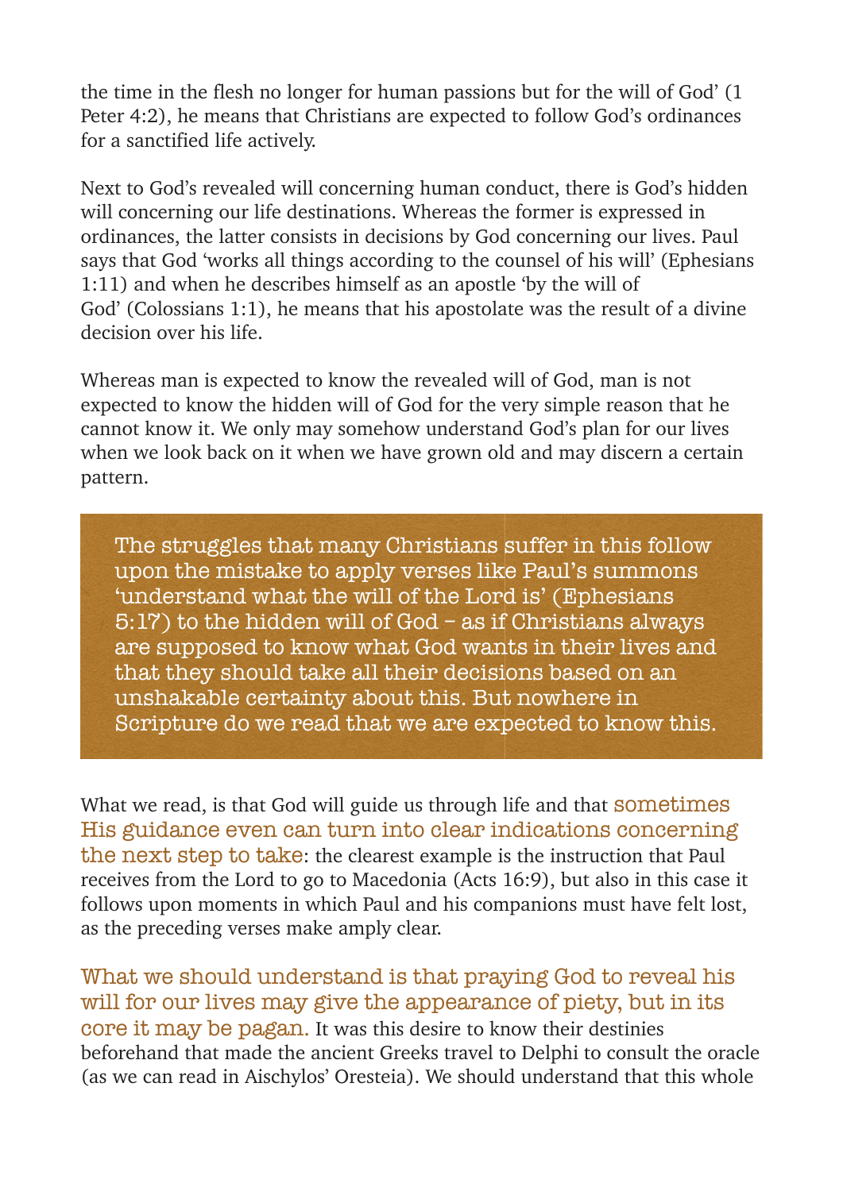the time in the flesh no longer for human passions but for the will of God' (1 Peter 4:2), he means that Christians are expected to follow God's ordinances for a sanctified life actively.

Next to God's revealed will concerning human conduct, there is God's hidden will concerning our life destinations. Whereas the former is expressed in ordinances, the latter consists in decisions by God concerning our lives. Paul says that God 'works all things according to the counsel of his will' (Ephesians 1:11) and when he describes himself as an apostle 'by the will of God' (Colossians 1:1), he means that his apostolate was the result of a divine decision over his life.

Whereas man is expected to know the revealed will of God, man is not expected to know the hidden will of God for the very simple reason that he cannot know it. We only may somehow understand God's plan for our lives when we look back on it when we have grown old and may discern a certain pattern.

> The struggles that many Christians suffer in this follow upon the mistake to apply verses like Paul's summons 'understand what the will of the Lord is' (Ephesians 5:17) to the hidden will of God – as if Christians always are supposed to know what God wants in their lives and that they should take all their decisions based on an unshakable certainty about this. But nowhere in Scripture do we read that we are expected to know this.

What we read, is that God will guide us through life and that **sometimes His guidance even can turn into clear indications concerning the next step to take**: the clearest example is the instruction that Paul receives from the Lord to go to Macedonia (Acts 16:9), but also in this case it follows upon moments in which Paul and his companions must have felt lost, as the preceding verses make amply clear.

**What we should understand is that praying God to reveal his will for our lives may give the appearance of piety, but in its core it may be pagan.** It was this desire to know their destinies beforehand that made the ancient Greeks travel to Delphi to consult the oracle (as we can read in Aischylos' Oresteia). We should understand that this whole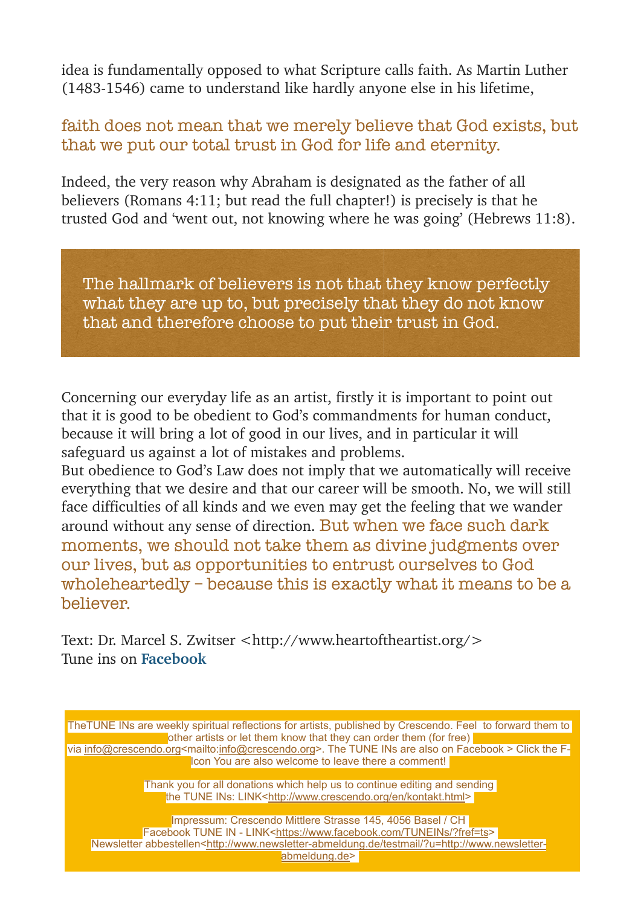idea is fundamentally opposed to what Scripture calls faith. As Martin Luther (1483-1546) came to understand like hardly anyone else in his lifetime,

faith does not mean that we merely believe that God exists, but that we put our total trust in God for life and eternity.

Indeed, the very reason why Abraham is designated as the father of all believers (Romans 4:11; but read the full chapter!) is precisely is that he trusted God and 'went out, not knowing where he was going' (Hebrews 11:8).

> The hallmark of believers is not that they know perfectly what they are up to, but precisely that they do not know that and therefore choose to put their trust in God.

Concerning our everyday life as an artist, firstly it is important to point out that it is good to be obedient to God's commandments for human conduct, because it will bring a lot of good in our lives, and in particular it will safeguard us against a lot of mistakes and problems.

But obedience to God's Law does not imply that we automatically will receive everything that we desire and that our career will be smooth. No, we will still face difficulties of all kinds and we even may get the feeling that we wander around without any sense of direction. But when we face such dark moments, we should not take them as divine judgments over our lives, but as opportunities to entrust ourselves to God wholeheartedly – because this is exactly what it means to be a believer.

Text: Dr. Marcel S. Zwitser <http://www.heartoftheartist.org/>
Tune ins on **Facebook**

TheTUNE INs are weekly spiritual reflections for artists, published by Crescendo. Feel to forward them to other artists or let them know that they can order them (for free) via info@crescendo.org<mailto:info@crescendo.org>. The TUNE INs are also on Facebook > Click the F-Icon You are also welcome to leave there a comment!

Thank you for all donations which help us to continue editing and sending the TUNE INs: LINK<http://www.crescendo.org/en/kontakt.html>

Impressum: Crescendo Mittlere Strasse 145, 4056 Basel / CH
Facebook TUNE IN - LINK<https://www.facebook.com/TUNEINs/?fref=ts>
Newsletter abbestellen<http://www.newsletter-abmeldung.de/testmail/?u=http://www.newsletter-abmeldung.de>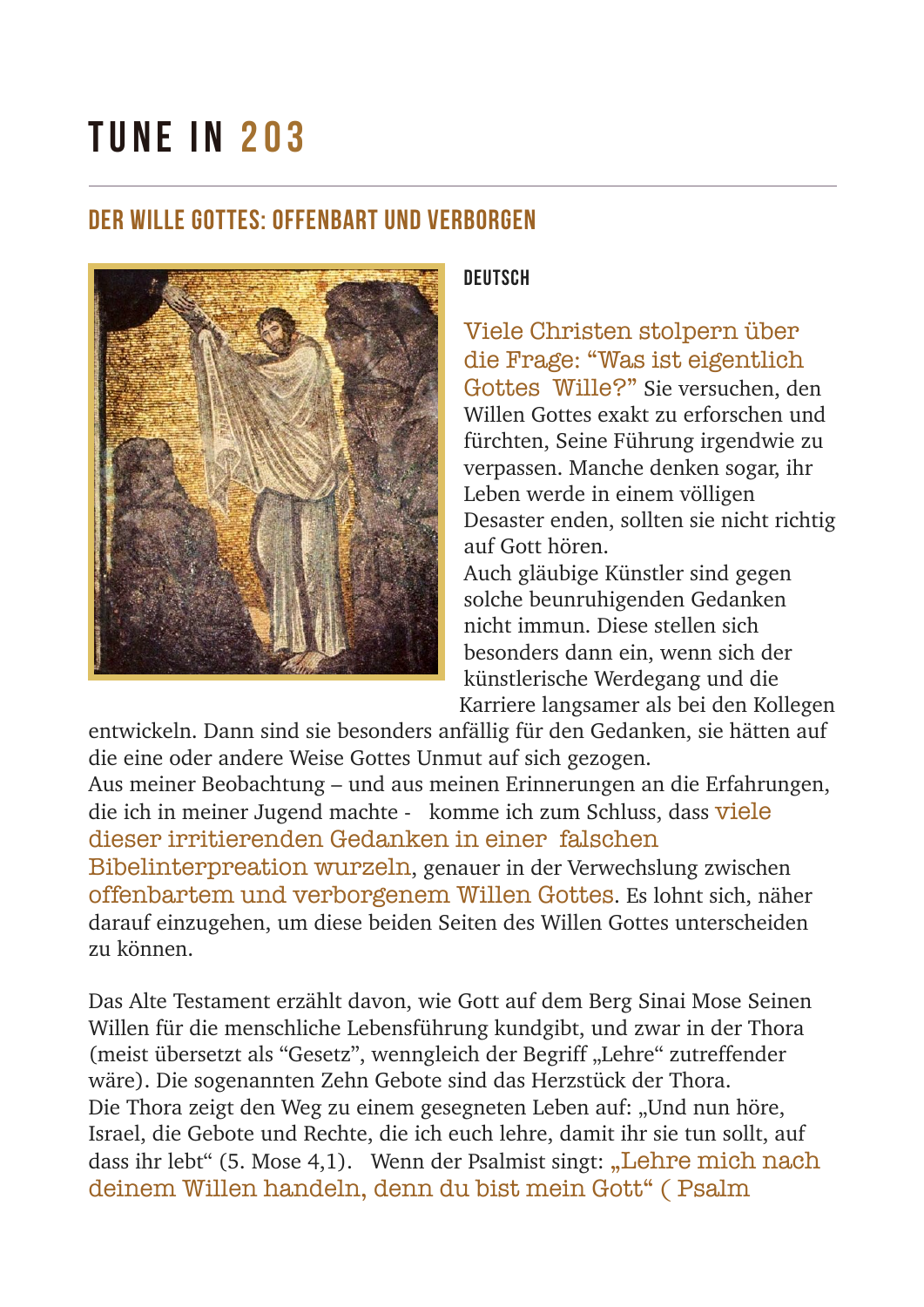# TUNE IN 203

## DER WILLE GOTTES: OFFENBART UND VERBORGEN

### DEUTSCH

Viele Christen stolpern über die Frage: "Was ist eigentlich Gottes Wille?" Sie versuchen, den Willen Gottes exakt zu erforschen und fürchten, Seine Führung irgendwie zu verpassen. Manche denken sogar, ihr Leben werde in einem völligen Desaster enden, sollten sie nicht richtig auf Gott hören.
Auch gläubige Künstler sind gegen solche beunruhigenden Gedanken nicht immun. Diese stellen sich besonders dann ein, wenn sich der künstlerische Werdegang und die Karriere langsamer als bei den Kollegen entwickeln. Dann sind sie besonders anfällig für den Gedanken, sie hätten auf die eine oder andere Weise Gottes Unmut auf sich gezogen.
Aus meiner Beobachtung – und aus meinen Erinnerungen an die Erfahrungen, die ich in meiner Jugend machte - komme ich zum Schluss, dass viele dieser irritierenden Gedanken in einer falschen Bibelinterpreation wurzeln, genauer in der Verwechslung zwischen offenbartem und verborgenem Willen Gottes. Es lohnt sich, näher darauf einzugehen, um diese beiden Seiten des Willen Gottes unterscheiden zu können.

Das Alte Testament erzählt davon, wie Gott auf dem Berg Sinai Mose Seinen Willen für die menschliche Lebensführung kundgibt, und zwar in der Thora (meist übersetzt als "Gesetz", wenngleich der Begriff „Lehre" zutreffender wäre). Die sogenannten Zehn Gebote sind das Herzstück der Thora.
Die Thora zeigt den Weg zu einem gesegneten Leben auf: „Und nun höre, Israel, die Gebote und Rechte, die ich euch lehre, damit ihr sie tun sollt, auf dass ihr lebt" (5. Mose 4,1). Wenn der Psalmist singt: „Lehre mich nach deinem Willen handeln, denn du bist mein Gott" ( Psalm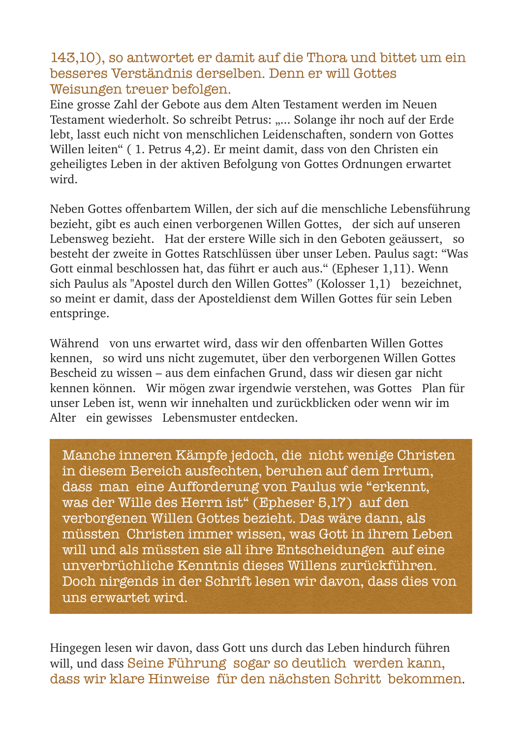143,10), so antwortet er damit auf die Thora und bittet um ein besseres Verständnis derselben. Denn er will Gottes Weisungen treuer befolgen.

Eine grosse Zahl der Gebote aus dem Alten Testament werden im Neuen Testament wiederholt. So schreibt Petrus: „... Solange ihr noch auf der Erde lebt, lasst euch nicht von menschlichen Leidenschaften, sondern von Gottes Willen leiten" ( 1. Petrus 4,2). Er meint damit, dass von den Christen ein geheiligtes Leben in der aktiven Befolgung von Gottes Ordnungen erwartet wird.

Neben Gottes offenbartem Willen, der sich auf die menschliche Lebensführung bezieht, gibt es auch einen verborgenen Willen Gottes, der sich auf unseren Lebensweg bezieht. Hat der erstere Wille sich in den Geboten geäussert, so besteht der zweite in Gottes Ratschlüssen über unser Leben. Paulus sagt: "Was Gott einmal beschlossen hat, das führt er auch aus." (Epheser 1,11). Wenn sich Paulus als "Apostel durch den Willen Gottes" (Kolosser 1,1) bezeichnet, so meint er damit, dass der Aposteldienst dem Willen Gottes für sein Leben entspringe.

Während von uns erwartet wird, dass wir den offenbarten Willen Gottes kennen, so wird uns nicht zugemutet, über den verborgenen Willen Gottes Bescheid zu wissen – aus dem einfachen Grund, dass wir diesen gar nicht kennen können. Wir mögen zwar irgendwie verstehen, was Gottes Plan für unser Leben ist, wenn wir innehalten und zurückblicken oder wenn wir im Alter ein gewisses Lebensmuster entdecken.

> Manche inneren Kämpfe jedoch, die nicht wenige Christen in diesem Bereich ausfechten, beruhen auf dem Irrtum, dass man eine Aufforderung von Paulus wie "erkennt, was der Wille des Herrn ist" (Epheser 5,17) auf den verborgenen Willen Gottes bezieht. Das wäre dann, als müssten Christen immer wissen, was Gott in ihrem Leben will und als müssten sie all ihre Entscheidungen auf eine unverbrüchliche Kenntnis dieses Willens zurückführen. Doch nirgends in der Schrift lesen wir davon, dass dies von uns erwartet wird.

Hingegen lesen wir davon, dass Gott uns durch das Leben hindurch führen will, und dass Seine Führung sogar so deutlich werden kann, dass wir klare Hinweise für den nächsten Schritt bekommen.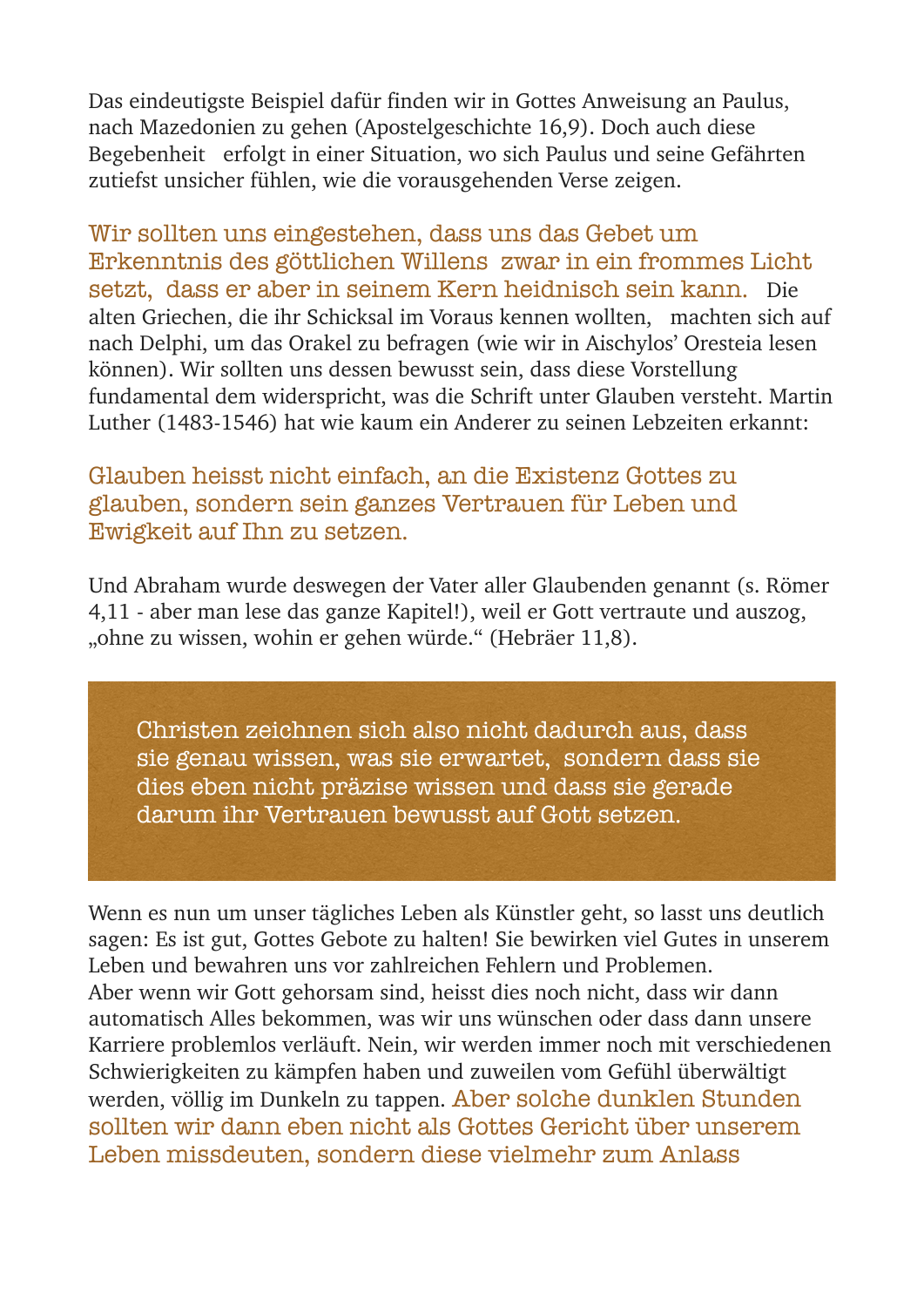Das eindeutigste Beispiel dafür finden wir in Gottes Anweisung an Paulus, nach Mazedonien zu gehen (Apostelgeschichte 16,9). Doch auch diese Begebenheit erfolgt in einer Situation, wo sich Paulus und seine Gefährten zutiefst unsicher fühlen, wie die vorausgehenden Verse zeigen.

**Wir sollten uns eingestehen, dass uns das Gebet um Erkenntnis des göttlichen Willens zwar in ein frommes Licht setzt, dass er aber in seinem Kern heidnisch sein kann.** Die alten Griechen, die ihr Schicksal im Voraus kennen wollten, machten sich auf nach Delphi, um das Orakel zu befragen (wie wir in Aischylos' Oresteia lesen können). Wir sollten uns dessen bewusst sein, dass diese Vorstellung fundamental dem widerspricht, was die Schrift unter Glauben versteht. Martin Luther (1483-1546) hat wie kaum ein Anderer zu seinen Lebzeiten erkannt:

**Glauben heisst nicht einfach, an die Existenz Gottes zu glauben, sondern sein ganzes Vertrauen für Leben und Ewigkeit auf Ihn zu setzen.**

Und Abraham wurde deswegen der Vater aller Glaubenden genannt (s. Römer 4,11 - aber man lese das ganze Kapitel!), weil er Gott vertraute und auszog, „ohne zu wissen, wohin er gehen würde." (Hebräer 11,8).

> Christen zeichnen sich also nicht dadurch aus, dass sie genau wissen, was sie erwartet, sondern dass sie dies eben nicht präzise wissen und dass sie gerade darum ihr Vertrauen bewusst auf Gott setzen.

Wenn es nun um unser tägliches Leben als Künstler geht, so lasst uns deutlich sagen: Es ist gut, Gottes Gebote zu halten! Sie bewirken viel Gutes in unserem Leben und bewahren uns vor zahlreichen Fehlern und Problemen.
Aber wenn wir Gott gehorsam sind, heisst dies noch nicht, dass wir dann automatisch Alles bekommen, was wir uns wünschen oder dass dann unsere Karriere problemlos verläuft. Nein, wir werden immer noch mit verschiedenen Schwierigkeiten zu kämpfen haben und zuweilen vom Gefühl überwältigt werden, völlig im Dunkeln zu tappen. **Aber solche dunklen Stunden sollten wir dann eben nicht als Gottes Gericht über unserem Leben missdeuten, sondern diese vielmehr zum Anlass**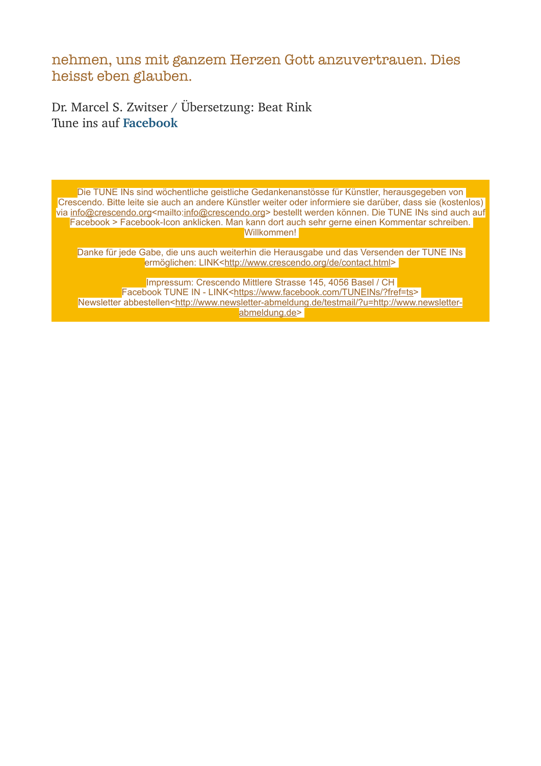nehmen, uns mit ganzem Herzen Gott anzuvertrauen. Dies heisst eben glauben.

Dr. Marcel S. Zwitser / Übersetzung: Beat Rink
Tune ins auf **Facebook**

Die TUNE INs sind wöchentliche geistliche Gedankenanstösse für Künstler, herausgegeben von Crescendo. Bitte leite sie auch an andere Künstler weiter oder informiere sie darüber, dass sie (kostenlos) via info@crescendo.org<mailto:info@crescendo.org> bestellt werden können. Die TUNE INs sind auch auf Facebook > Facebook-Icon anklicken. Man kann dort auch sehr gerne einen Kommentar schreiben. Willkommen!

Danke für jede Gabe, die uns auch weiterhin die Herausgabe und das Versenden der TUNE INs ermöglichen: LINK<http://www.crescendo.org/de/contact.html>

Impressum: Crescendo Mittlere Strasse 145, 4056 Basel / CH
Facebook TUNE IN - LINK<https://www.facebook.com/TUNEINs/?fref=ts>
Newsletter abbestellen<http://www.newsletter-abmeldung.de/testmail/?u=http://www.newsletter-abmeldung.de>